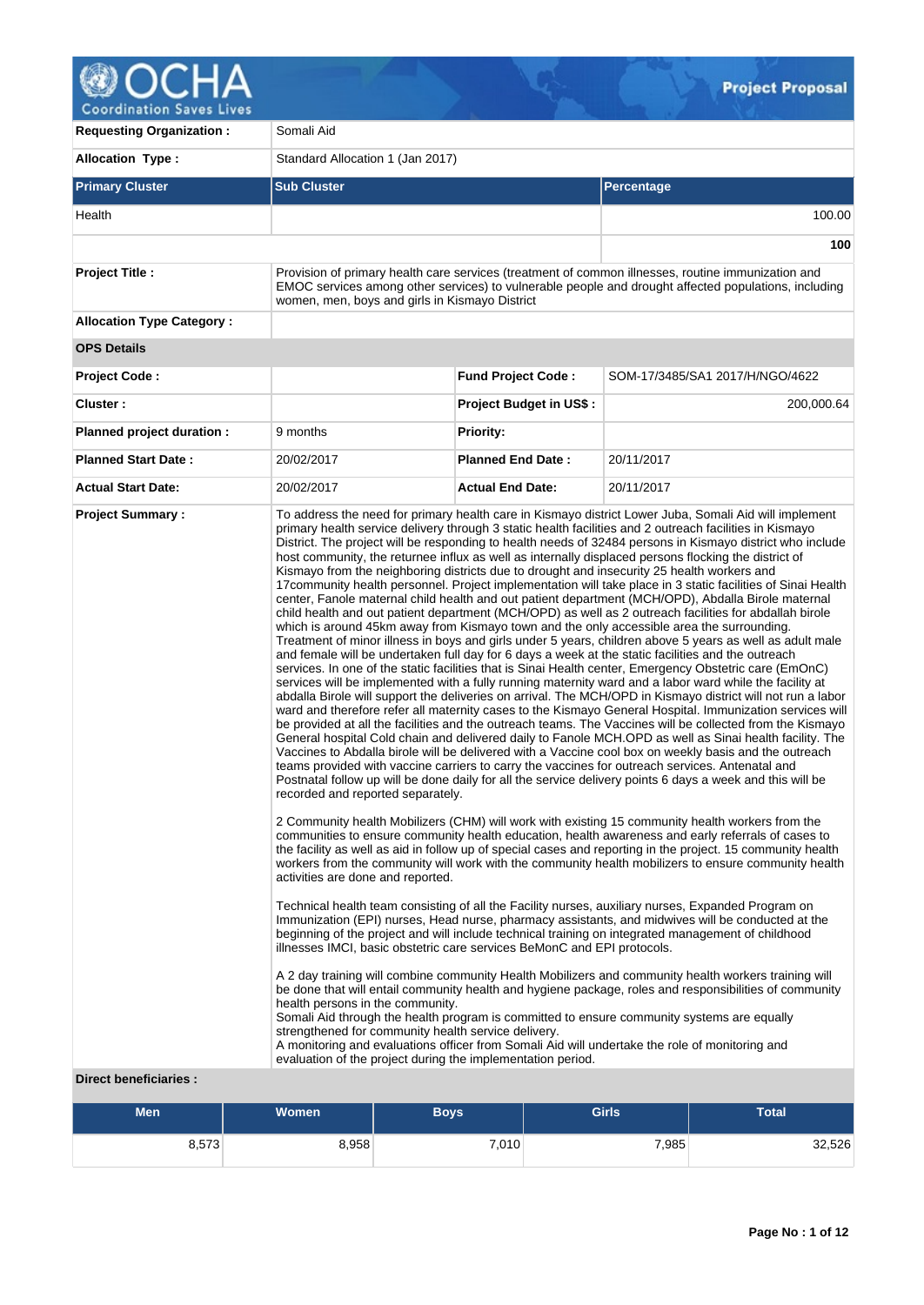| | | |
|---|---|---|
| **Requesting Organization :** | Somali Aid | |
| **Allocation Type :** | Standard Allocation 1 (Jan 2017) | |
| **Primary Cluster** | **Sub Cluster** | **Percentage** |
| Health | | 100.00 |
| | | **100** |
| **Project Title :** | Provision of primary health care services (treatment of common illnesses, routine immunization and EMOC services among other services) to vulnerable people and drought affected populations, including women, men, boys and girls in Kismayo District | |
| **Allocation Type Category :** | | |

**OPS Details**

| | | | |
|---|---|---|---|
| **Project Code :** | | **Fund Project Code :** | SOM-17/3485/SA1 2017/H/NGO/4622 |
| **Cluster :** | | **Project Budget in US$ :** | 200,000.64 |
| **Planned project duration :** | 9 months | **Priority:** | |
| **Planned Start Date :** | 20/02/2017 | **Planned End Date :** | 20/11/2017 |
| **Actual Start Date:** | 20/02/2017 | **Actual End Date:** | 20/11/2017 |

**Project Summary :**

To address the need for primary health care in Kismayo district Lower Juba, Somali Aid will implement primary health service delivery through 3 static health facilities and 2 outreach facilities in Kismayo District. The project will be responding to health needs of 32484 persons in Kismayo district who include host community, the returnee influx as well as internally displaced persons flocking the district of Kismayo from the neighboring districts due to drought and insecurity 25 health workers and 17community health personnel. Project implementation will take place in 3 static facilities of Sinai Health center, Fanole maternal child health and out patient department (MCH/OPD), Abdalla Birole maternal child health and out patient department (MCH/OPD) as well as 2 outreach facilities for abdallah birole which is around 45km away from Kismayo town and the only accessible area the surrounding. Treatment of minor illness in boys and girls under 5 years, children above 5 years as well as adult male and female will be undertaken full day for 6 days a week at the static facilities and the outreach services. In one of the static facilities that is Sinai Health center, Emergency Obstetric care (EmOnC) services will be implemented with a fully running maternity ward and a labor ward while the facility at abdalla Birole will support the deliveries on arrival. The MCH/OPD in Kismayo district will not run a labor ward and therefore refer all maternity cases to the Kismayo General Hospital. Immunization services will be provided at all the facilities and the outreach teams. The Vaccines will be collected from the Kismayo General hospital Cold chain and delivered daily to Fanole MCH.OPD as well as Sinai health facility. The Vaccines to Abdalla birole will be delivered with a Vaccine cool box on weekly basis and the outreach teams provided with vaccine carriers to carry the vaccines for outreach services. Antenatal and Postnatal follow up will be done daily for all the service delivery points 6 days a week and this will be recorded and reported separately.

2 Community health Mobilizers (CHM) will work with existing 15 community health workers from the communities to ensure community health education, health awareness and early referrals of cases to the facility as well as aid in follow up of special cases and reporting in the project. 15 community health workers from the community will work with the community health mobilizers to ensure community health activities are done and reported.

Technical health team consisting of all the Facility nurses, auxiliary nurses, Expanded Program on Immunization (EPI) nurses, Head nurse, pharmacy assistants, and midwives will be conducted at the beginning of the project and will include technical training on integrated management of childhood illnesses IMCI, basic obstetric care services BeMonC and EPI protocols.

A 2 day training will combine community Health Mobilizers and community health workers training will be done that will entail community health and hygiene package, roles and responsibilities of community health persons in the community.
Somali Aid through the health program is committed to ensure community systems are equally strengthened for community health service delivery.
A monitoring and evaluations officer from Somali Aid will undertake the role of monitoring and evaluation of the project during the implementation period.

**Direct beneficiaries :**

| Men | Women | Boys | Girls | Total |
|---|---|---|---|---|
| 8,573 | 8,958 | 7,010 | 7,985 | 32,526 |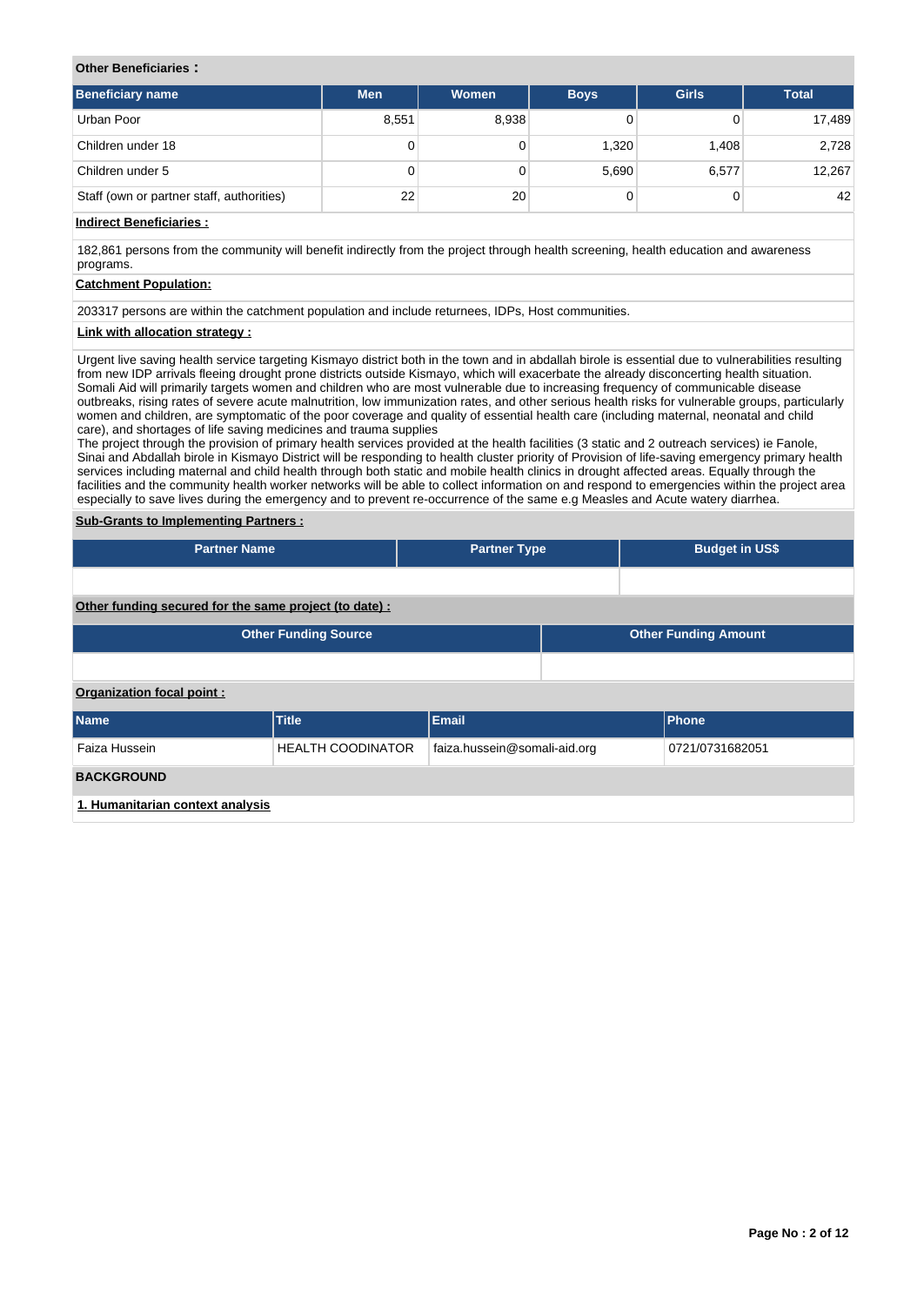**Other Beneficiaries :**

| Beneficiary name | Men | Women | Boys | Girls | Total |
|---|---|---|---|---|---|
| Urban Poor | 8,551 | 8,938 | 0 | 0 | 17,489 |
| Children under 18 | 0 | 0 | 1,320 | 1,408 | 2,728 |
| Children under 5 | 0 | 0 | 5,690 | 6,577 | 12,267 |
| Staff (own or partner staff, authorities) | 22 | 20 | 0 | 0 | 42 |

**Indirect Beneficiaries :**

182,861 persons from the community will benefit indirectly from the project through health screening, health education and awareness programs.

**Catchment Population:**

203317 persons are within the catchment population and include returnees, IDPs, Host communities.

**Link with allocation strategy :**

Urgent live saving health service targeting Kismayo district both in the town and in abdallah birole is essential due to vulnerabilities resulting from new IDP arrivals fleeing drought prone districts outside Kismayo, which will exacerbate the already disconcerting health situation. Somali Aid will primarily targets women and children who are most vulnerable due to increasing frequency of communicable disease outbreaks, rising rates of severe acute malnutrition, low immunization rates, and other serious health risks for vulnerable groups, particularly women and children, are symptomatic of the poor coverage and quality of essential health care (including maternal, neonatal and child care), and shortages of life saving medicines and trauma supplies
The project through the provision of primary health services provided at the health facilities (3 static and 2 outreach services) ie Fanole, Sinai and Abdallah birole in Kismayo District will be responding to health cluster priority of Provision of life-saving emergency primary health services including maternal and child health through both static and mobile health clinics in drought affected areas. Equally through the facilities and the community health worker networks will be able to collect information on and respond to emergencies within the project area especially to save lives during the emergency and to prevent re-occurrence of the same e.g Measles and Acute watery diarrhea.

**Sub-Grants to Implementing Partners :**

| Partner Name | Partner Type | Budget in US$ |
|---|---|---|
| | | |

**Other funding secured for the same project (to date) :**

| Other Funding Source | Other Funding Amount |
|---|---|
| | |

**Organization focal point :**

| Name | Title | Email | Phone |
|---|---|---|---|
| Faiza Hussein | HEALTH COODINATOR | faiza.hussein@somali-aid.org | 0721/0731682051 |

## BACKGROUND

**1. Humanitarian context analysis**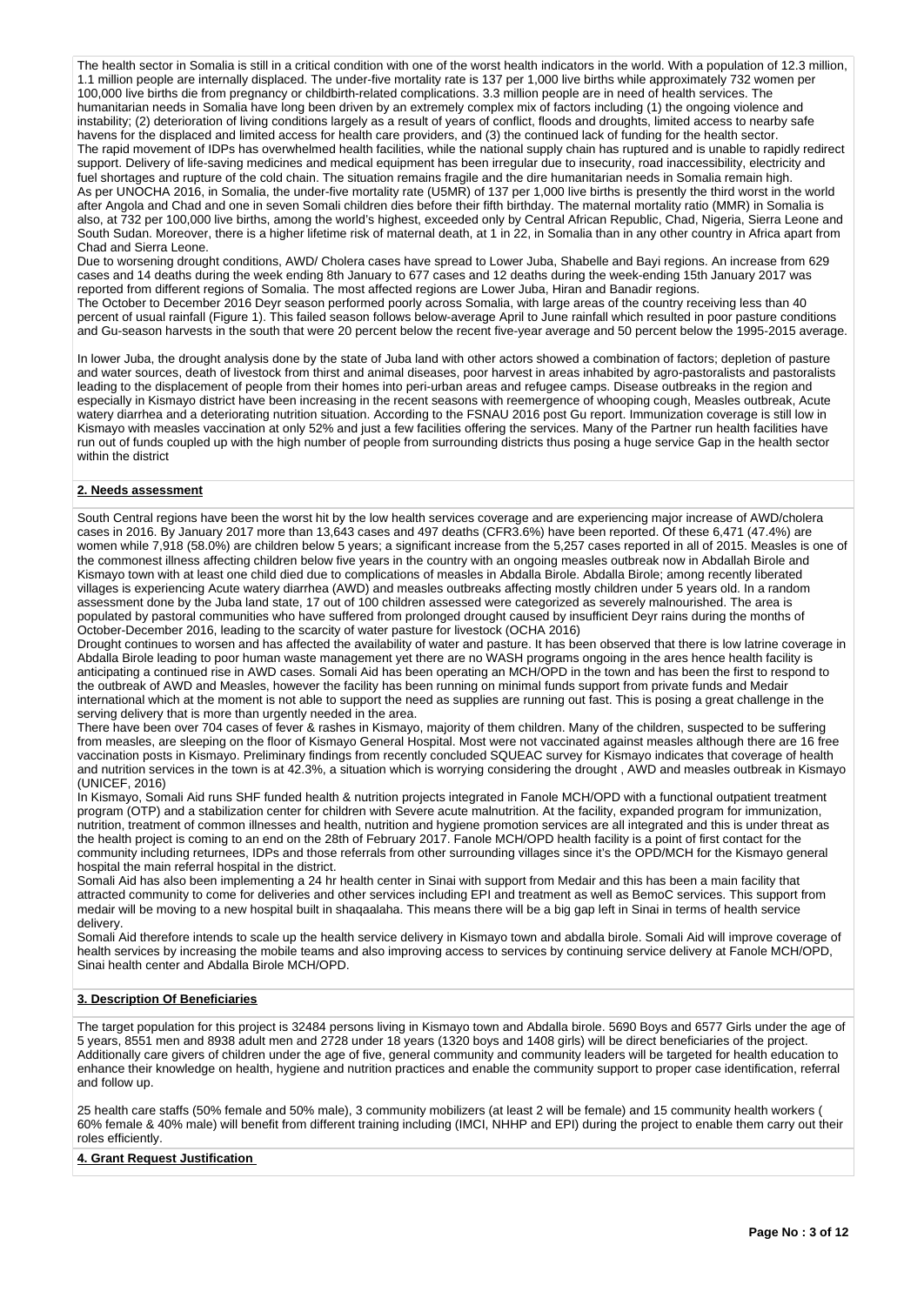The health sector in Somalia is still in a critical condition with one of the worst health indicators in the world. With a population of 12.3 million, 1.1 million people are internally displaced. The under-five mortality rate is 137 per 1,000 live births while approximately 732 women per 100,000 live births die from pregnancy or childbirth-related complications. 3.3 million people are in need of health services. The humanitarian needs in Somalia have long been driven by an extremely complex mix of factors including (1) the ongoing violence and instability; (2) deterioration of living conditions largely as a result of years of conflict, floods and droughts, limited access to nearby safe havens for the displaced and limited access for health care providers, and (3) the continued lack of funding for the health sector.
The rapid movement of IDPs has overwhelmed health facilities, while the national supply chain has ruptured and is unable to rapidly redirect support. Delivery of life-saving medicines and medical equipment has been irregular due to insecurity, road inaccessibility, electricity and fuel shortages and rupture of the cold chain. The situation remains fragile and the dire humanitarian needs in Somalia remain high.
As per UNOCHA 2016, in Somalia, the under-five mortality rate (U5MR) of 137 per 1,000 live births is presently the third worst in the world after Angola and Chad and one in seven Somali children dies before their fifth birthday. The maternal mortality ratio (MMR) in Somalia is also, at 732 per 100,000 live births, among the world's highest, exceeded only by Central African Republic, Chad, Nigeria, Sierra Leone and South Sudan. Moreover, there is a higher lifetime risk of maternal death, at 1 in 22, in Somalia than in any other country in Africa apart from Chad and Sierra Leone.
Due to worsening drought conditions, AWD/ Cholera cases have spread to Lower Juba, Shabelle and Bayi regions. An increase from 629 cases and 14 deaths during the week ending 8th January to 677 cases and 12 deaths during the week-ending 15th January 2017 was reported from different regions of Somalia. The most affected regions are Lower Juba, Hiran and Banadir regions.
The October to December 2016 Deyr season performed poorly across Somalia, with large areas of the country receiving less than 40 percent of usual rainfall (Figure 1). This failed season follows below-average April to June rainfall which resulted in poor pasture conditions and Gu-season harvests in the south that were 20 percent below the recent five-year average and 50 percent below the 1995-2015 average.

In lower Juba, the drought analysis done by the state of Juba land with other actors showed a combination of factors; depletion of pasture and water sources, death of livestock from thirst and animal diseases, poor harvest in areas inhabited by agro-pastoralists and pastoralists leading to the displacement of people from their homes into peri-urban areas and refugee camps. Disease outbreaks in the region and especially in Kismayo district have been increasing in the recent seasons with reemergence of whooping cough, Measles outbreak, Acute watery diarrhea and a deteriorating nutrition situation. According to the FSNAU 2016 post Gu report. Immunization coverage is still low in Kismayo with measles vaccination at only 52% and just a few facilities offering the services. Many of the Partner run health facilities have run out of funds coupled up with the high number of people from surrounding districts thus posing a huge service Gap in the health sector within the district

## 2. Needs assessment

South Central regions have been the worst hit by the low health services coverage and are experiencing major increase of AWD/cholera cases in 2016. By January 2017 more than 13,643 cases and 497 deaths (CFR3.6%) have been reported. Of these 6,471 (47.4%) are women while 7,918 (58.0%) are children below 5 years; a significant increase from the 5,257 cases reported in all of 2015. Measles is one of the commonest illness affecting children below five years in the country with an ongoing measles outbreak now in Abdallah Birole and Kismayo town with at least one child died due to complications of measles in Abdalla Birole. Abdalla Birole; among recently liberated villages is experiencing Acute watery diarrhea (AWD) and measles outbreaks affecting mostly children under 5 years old. In a random assessment done by the Juba land state, 17 out of 100 children assessed were categorized as severely malnourished. The area is populated by pastoral communities who have suffered from prolonged drought caused by insufficient Deyr rains during the months of October-December 2016, leading to the scarcity of water pasture for livestock (OCHA 2016)
Drought continues to worsen and has affected the availability of water and pasture. It has been observed that there is low latrine coverage in Abdalla Birole leading to poor human waste management yet there are no WASH programs ongoing in the ares hence health facility is anticipating a continued rise in AWD cases. Somali Aid has been operating an MCH/OPD in the town and has been the first to respond to the outbreak of AWD and Measles, however the facility has been running on minimal funds support from private funds and Medair international which at the moment is not able to support the need as supplies are running out fast. This is posing a great challenge in the serving delivery that is more than urgently needed in the area.
There have been over 704 cases of fever & rashes in Kismayo, majority of them children. Many of the children, suspected to be suffering from measles, are sleeping on the floor of Kismayo General Hospital. Most were not vaccinated against measles although there are 16 free vaccination posts in Kismayo. Preliminary findings from recently concluded SQUEAC survey for Kismayo indicates that coverage of health and nutrition services in the town is at 42.3%, a situation which is worrying considering the drought , AWD and measles outbreak in Kismayo (UNICEF, 2016)
In Kismayo, Somali Aid runs SHF funded health & nutrition projects integrated in Fanole MCH/OPD with a functional outpatient treatment program (OTP) and a stabilization center for children with Severe acute malnutrition. At the facility, expanded program for immunization, nutrition, treatment of common illnesses and health, nutrition and hygiene promotion services are all integrated and this is under threat as the health project is coming to an end on the 28th of February 2017. Fanole MCH/OPD health facility is a point of first contact for the community including returnees, IDPs and those referrals from other surrounding villages since it's the OPD/MCH for the Kismayo general hospital the main referral hospital in the district.
Somali Aid has also been implementing a 24 hr health center in Sinai with support from Medair and this has been a main facility that attracted community to come for deliveries and other services including EPI and treatment as well as BemoC services. This support from medair will be moving to a new hospital built in shaqaalaha. This means there will be a big gap left in Sinai in terms of health service delivery.
Somali Aid therefore intends to scale up the health service delivery in Kismayo town and abdalla birole. Somali Aid will improve coverage of health services by increasing the mobile teams and also improving access to services by continuing service delivery at Fanole MCH/OPD, Sinai health center and Abdalla Birole MCH/OPD.

## 3. Description Of Beneficiaries

The target population for this project is 32484 persons living in Kismayo town and Abdalla birole. 5690 Boys and 6577 Girls under the age of 5 years, 8551 men and 8938 adult men and 2728 under 18 years (1320 boys and 1408 girls) will be direct beneficiaries of the project. Additionally care givers of children under the age of five, general community and community leaders will be targeted for health education to enhance their knowledge on health, hygiene and nutrition practices and enable the community support to proper case identification, referral and follow up.

25 health care staffs (50% female and 50% male), 3 community mobilizers (at least 2 will be female) and 15 community health workers ( 60% female & 40% male) will benefit from different training including (IMCI, NHHP and EPI) during the project to enable them carry out their roles efficiently.

## 4. Grant Request Justification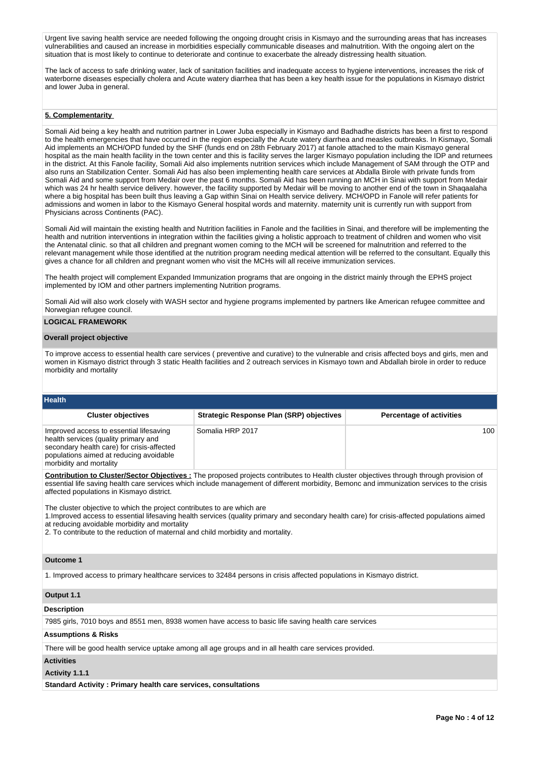Urgent live saving health service are needed following the ongoing drought crisis in Kismayo and the surrounding areas that has increases vulnerabilities and caused an increase in morbidities especially communicable diseases and malnutrition. With the ongoing alert on the situation that is most likely to continue to deteriorate and continue to exacerbate the already distressing health situation.

The lack of access to safe drinking water, lack of sanitation facilities and inadequate access to hygiene interventions, increases the risk of waterborne diseases especially cholera and Acute watery diarrhea that has been a key health issue for the populations in Kismayo district and lower Juba in general.

**5. Complementarity**

Somali Aid being a key health and nutrition partner in Lower Juba especially in Kismayo and Badhadhe districts has been a first to respond to the health emergencies that have occurred in the region especially the Acute watery diarrhea and measles outbreaks. In Kismayo, Somali Aid implements an MCH/OPD funded by the SHF (funds end on 28th February 2017) at fanole attached to the main Kismayo general hospital as the main health facility in the town center and this is facility serves the larger Kismayo population including the IDP and returnees in the district. At this Fanole facility, Somali Aid also implements nutrition services which include Management of SAM through the OTP and also runs an Stabilization Center. Somali Aid has also been implementing health care services at Abdalla Birole with private funds from Somali Aid and some support from Medair over the past 6 months. Somali Aid has been running an MCH in Sinai with support from Medair which was 24 hr health service delivery. however, the facility supported by Medair will be moving to another end of the town in Shaqaalaha where a big hospital has been built thus leaving a Gap within Sinai on Health service delivery. MCH/OPD in Fanole will refer patients for admissions and women in labor to the Kismayo General hospital words and maternity. maternity unit is currently run with support from Physicians across Continents (PAC).

Somali Aid will maintain the existing health and Nutrition facilities in Fanole and the facilities in Sinai, and therefore will be implementing the health and nutrition interventions in integration within the facilities giving a holistic approach to treatment of children and women who visit the Antenatal clinic. so that all children and pregnant women coming to the MCH will be screened for malnutrition and referred to the relevant management while those identified at the nutrition program needing medical attention will be referred to the consultant. Equally this gives a chance for all children and pregnant women who visit the MCHs will all receive immunization services.

The health project will complement Expanded Immunization programs that are ongoing in the district mainly through the EPHS project implemented by IOM and other partners implementing Nutrition programs.

Somali Aid will also work closely with WASH sector and hygiene programs implemented by partners like American refugee committee and Norwegian refugee council.

## LOGICAL FRAMEWORK

### Overall project objective

To improve access to essential health care services ( preventive and curative) to the vulnerable and crisis affected boys and girls, men and women in Kismayo district through 3 static Health facilities and 2 outreach services in Kismayo town and Abdallah birole in order to reduce morbidity and mortality

### Health

| Cluster objectives | Strategic Response Plan (SRP) objectives | Percentage of activities |
|---|---|---|
| Improved access to essential lifesaving health services (quality primary and secondary health care) for crisis-affected populations aimed at reducing avoidable morbidity and mortality | Somalia HRP 2017 | 100 |

**Contribution to Cluster/Sector Objectives :** The proposed projects contributes to Health cluster objectives through through provision of essential life saving health care services which include management of different morbidity, Bemonc and immunization services to the crisis affected populations in Kismayo district.

The cluster objective to which the project contributes to are which are
1.Improved access to essential lifesaving health services (quality primary and secondary health care) for crisis-affected populations aimed at reducing avoidable morbidity and mortality
2. To contribute to the reduction of maternal and child morbidity and mortality.

### Outcome 1

1. Improved access to primary healthcare services to 32484 persons in crisis affected populations in Kismayo district.

### Output 1.1

**Description**

7985 girls, 7010 boys and 8551 men, 8938 women have access to basic life saving health care services

**Assumptions & Risks**

There will be good health service uptake among all age groups and in all health care services provided.

**Activities**

**Activity 1.1.1**

**Standard Activity : Primary health care services, consultations**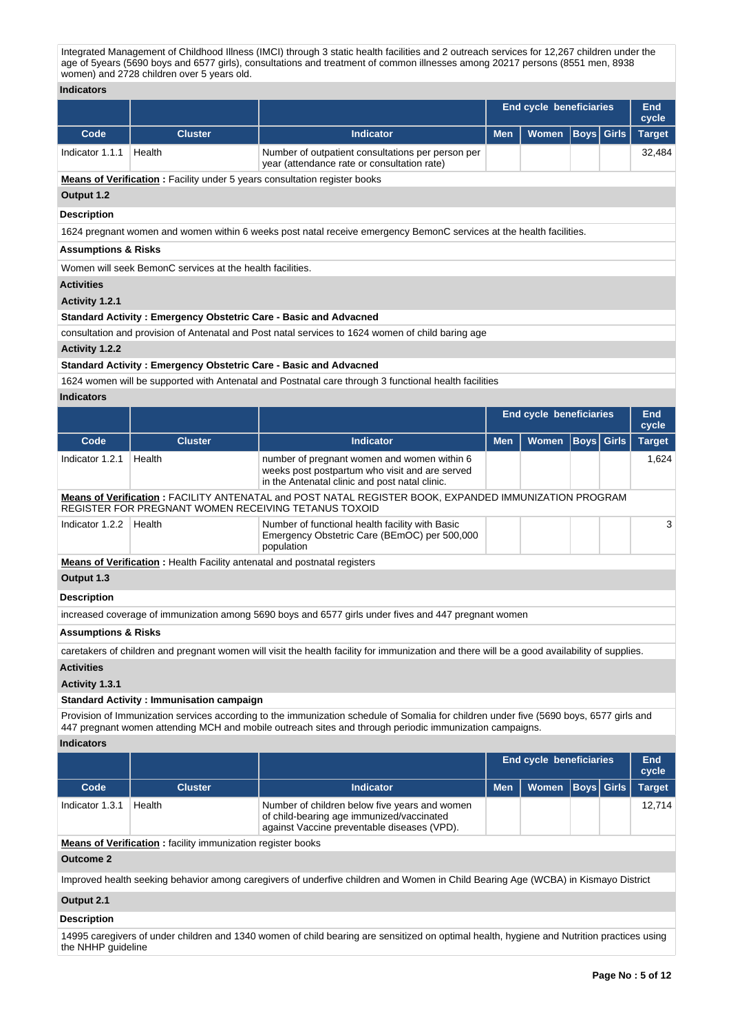Integrated Management of Childhood Illness (IMCI) through 3 static health facilities and 2 outreach services for 12,267 children under the age of 5years (5690 boys and 6577 girls), consultations and treatment of common illnesses among 20217 persons (8551 men, 8938 women) and 2728 children over 5 years old.

**Indicators**

| | | | End cycle beneficiaries | | | | End cycle |
|---|---|---|---|---|---|---|---|
| **Code** | **Cluster** | **Indicator** | **Men** | **Women** | **Boys** | **Girls** | **Target** |
| Indicator 1.1.1 | Health | Number of outpatient consultations per person per year (attendance rate or consultation rate) | | | | | 32,484 |

**Means of Verification :** Facility under 5 years consultation register books

**Output 1.2**

**Description**

1624 pregnant women and women within 6 weeks post natal receive emergency BemonC services at the health facilities.

**Assumptions & Risks**

Women will seek BemonC services at the health facilities.

**Activities**

**Activity 1.2.1**

**Standard Activity : Emergency Obstetric Care - Basic and Advacned**

consultation and provision of Antenatal and Post natal services to 1624 women of child baring age

**Activity 1.2.2**

**Standard Activity : Emergency Obstetric Care - Basic and Advacned**

1624 women will be supported with Antenatal and Postnatal care through 3 functional health facilities

**Indicators**

| | | | End cycle beneficiaries | | | | End cycle |
|---|---|---|---|---|---|---|---|
| **Code** | **Cluster** | **Indicator** | **Men** | **Women** | **Boys** | **Girls** | **Target** |
| Indicator 1.2.1 | Health | number of pregnant women and women within 6 weeks post postpartum who visit and are served in the Antenatal clinic and post natal clinic. | | | | | 1,624 |
| **Means of Verification :** FACILITY ANTENATAL and POST NATAL REGISTER BOOK, EXPANDED IMMUNIZATION PROGRAM REGISTER FOR PREGNANT WOMEN RECEIVING TETANUS TOXOID | | | | | | | |
| Indicator 1.2.2 | Health | Number of functional health facility with Basic Emergency Obstetric Care (BEmOC) per 500,000 population | | | | | 3 |

**Means of Verification :** Health Facility antenatal and postnatal registers

**Output 1.3**

**Description**

increased coverage of immunization among 5690 boys and 6577 girls under fives and 447 pregnant women

**Assumptions & Risks**

caretakers of children and pregnant women will visit the health facility for immunization and there will be a good availability of supplies.

**Activities**

**Activity 1.3.1**

**Standard Activity : Immunisation campaign**

Provision of Immunization services according to the immunization schedule of Somalia for children under five (5690 boys, 6577 girls and 447 pregnant women attending MCH and mobile outreach sites and through periodic immunization campaigns.

**Indicators**

| | | | End cycle beneficiaries | | | | End cycle |
|---|---|---|---|---|---|---|---|
| **Code** | **Cluster** | **Indicator** | **Men** | **Women** | **Boys** | **Girls** | **Target** |
| Indicator 1.3.1 | Health | Number of children below five years and women of child-bearing age immunized/vaccinated against Vaccine preventable diseases (VPD). | | | | | 12,714 |

**Means of Verification :** facility immunization register books

**Outcome 2**

Improved health seeking behavior among caregivers of underfive children and Women in Child Bearing Age (WCBA) in Kismayo District

**Output 2.1**

**Description**

14995 caregivers of under children and 1340 women of child bearing are sensitized on optimal health, hygiene and Nutrition practices using the NHHP guideline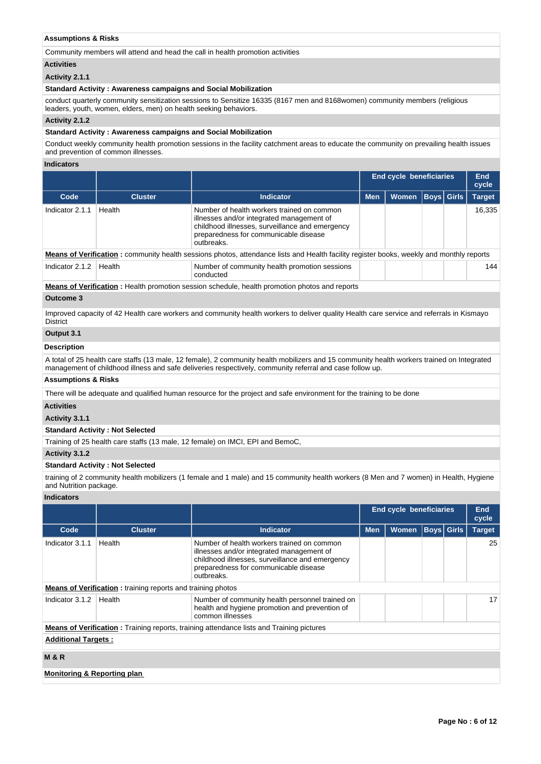**Assumptions & Risks**

Community members will attend and head the call in health promotion activities

**Activities**

**Activity 2.1.1**

**Standard Activity : Awareness campaigns and Social Mobilization**

conduct quarterly community sensitization sessions to Sensitize 16335 (8167 men and 8168women) community members (religious leaders, youth, women, elders, men) on health seeking behaviors.

**Activity 2.1.2**

**Standard Activity : Awareness campaigns and Social Mobilization**

Conduct weekly community health promotion sessions in the facility catchment areas to educate the community on prevailing health issues and prevention of common illnesses.

**Indicators**

| | | | End cycle beneficiaries | | | | End cycle |
|---|---|---|---|---|---|---|---|
| **Code** | **Cluster** | **Indicator** | **Men** | **Women** | **Boys** | **Girls** | **Target** |
| Indicator 2.1.1 | Health | Number of health workers trained on common illnesses and/or integrated management of childhood illnesses, surveillance and emergency preparedness for communicable disease outbreaks. | | | | | 16,335 |
| **Means of Verification :** community health sessions photos, attendance lists and Health facility register books, weekly and monthly reports | | | | | | | |
| Indicator 2.1.2 | Health | Number of community health promotion sessions conducted | | | | | 144 |
| **Means of Verification :** Health promotion session schedule, health promotion photos and reports | | | | | | | |

**Outcome 3**

Improved capacity of 42 Health care workers and community health workers to deliver quality Health care service and referrals in Kismayo District

**Output 3.1**

**Description**

A total of 25 health care staffs (13 male, 12 female), 2 community health mobilizers and 15 community health workers trained on Integrated management of childhood illness and safe deliveries respectively, community referral and case follow up.

**Assumptions & Risks**

There will be adequate and qualified human resource for the project and safe environment for the training to be done

**Activities**

**Activity 3.1.1**

**Standard Activity : Not Selected**

Training of 25 health care staffs (13 male, 12 female) on IMCI, EPI and BemoC,

**Activity 3.1.2**

**Standard Activity : Not Selected**

training of 2 community health mobilizers (1 female and 1 male) and 15 community health workers (8 Men and 7 women) in Health, Hygiene and Nutrition package.

**Indicators**

| | | | End cycle beneficiaries | | | | End cycle |
|---|---|---|---|---|---|---|---|
| **Code** | **Cluster** | **Indicator** | **Men** | **Women** | **Boys** | **Girls** | **Target** |
| Indicator 3.1.1 | Health | Number of health workers trained on common illnesses and/or integrated management of childhood illnesses, surveillance and emergency preparedness for communicable disease outbreaks. | | | | | 25 |
| **Means of Verification :** training reports and training photos | | | | | | | |
| Indicator 3.1.2 | Health | Number of community health personnel trained on health and hygiene promotion and prevention of common illnesses | | | | | 17 |
| **Means of Verification :** Training reports, training attendance lists and Training pictures | | | | | | | |

**Additional Targets :**

**M & R**

**Monitoring & Reporting plan**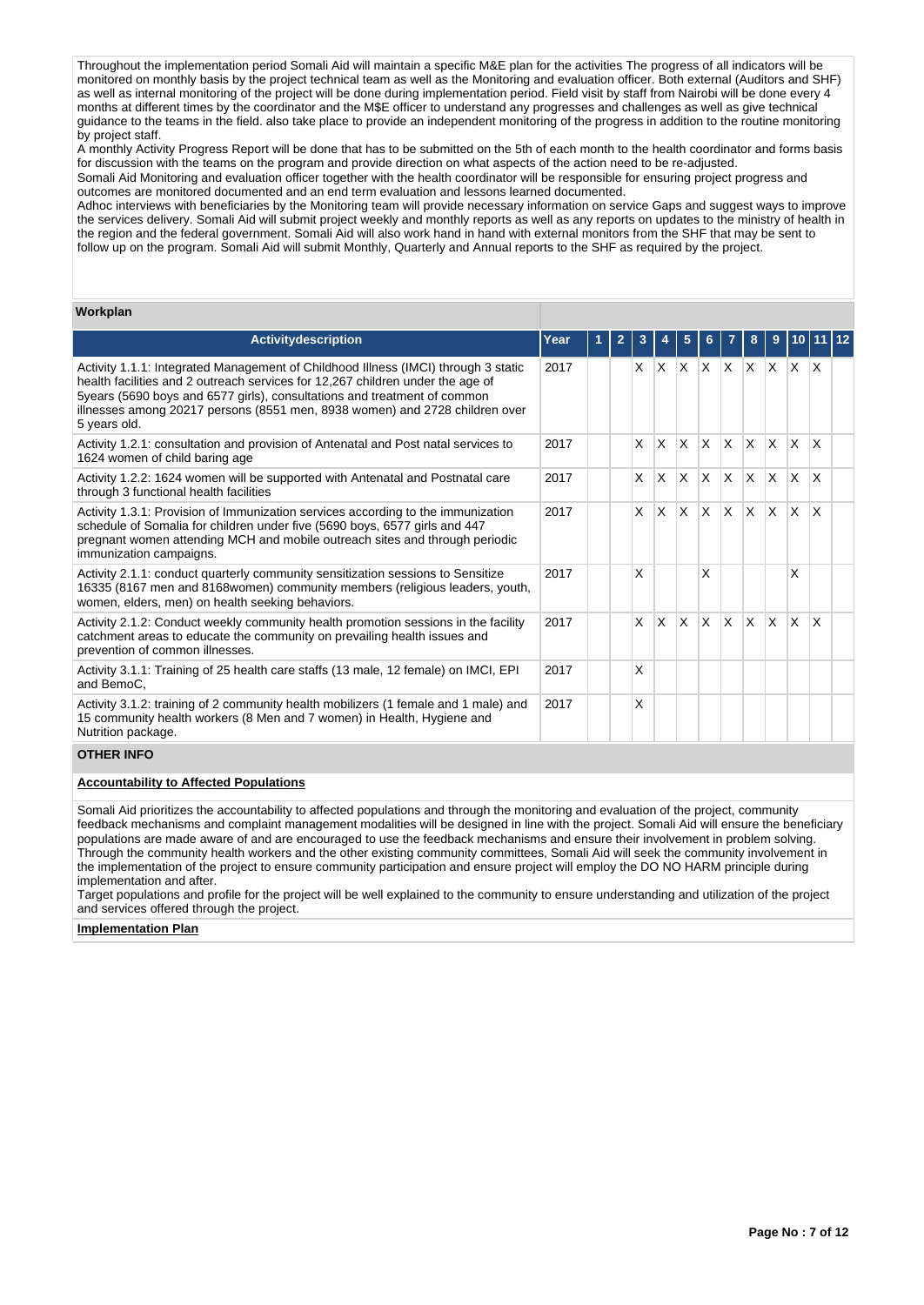Throughout the implementation period Somali Aid will maintain a specific M&E plan for the activities The progress of all indicators will be monitored on monthly basis by the project technical team as well as the Monitoring and evaluation officer. Both external (Auditors and SHF) as well as internal monitoring of the project will be done during implementation period. Field visit by staff from Nairobi will be done every 4 months at different times by the coordinator and the M$E officer to understand any progresses and challenges as well as give technical guidance to the teams in the field. also take place to provide an independent monitoring of the progress in addition to the routine monitoring by project staff.
A monthly Activity Progress Report will be done that has to be submitted on the 5th of each month to the health coordinator and forms basis for discussion with the teams on the program and provide direction on what aspects of the action need to be re-adjusted.
Somali Aid Monitoring and evaluation officer together with the health coordinator will be responsible for ensuring project progress and outcomes are monitored documented and an end term evaluation and lessons learned documented.
Adhoc interviews with beneficiaries by the Monitoring team will provide necessary information on service Gaps and suggest ways to improve the services delivery. Somali Aid will submit project weekly and monthly reports as well as any reports on updates to the ministry of health in the region and the federal government. Somali Aid will also work hand in hand with external monitors from the SHF that may be sent to follow up on the program. Somali Aid will submit Monthly, Quarterly and Annual reports to the SHF as required by the project.

**Workplan**

| Activitydescription | Year | 1 | 2 | 3 | 4 | 5 | 6 | 7 | 8 | 9 | 10 | 11 | 12 |
|---|---|---|---|---|---|---|---|---|---|---|---|---|---|
| Activity 1.1.1: Integrated Management of Childhood Illness (IMCI) through 3 static health facilities and 2 outreach services for 12,267 children under the age of 5years (5690 boys and 6577 girls), consultations and treatment of common illnesses among 20217 persons (8551 men, 8938 women) and 2728 children over 5 years old. | 2017 | | | X | X | X | X | X | X | X | X | X | |
| Activity 1.2.1: consultation and provision of Antenatal and Post natal services to 1624 women of child baring age | 2017 | | | X | X | X | X | X | X | X | X | X | |
| Activity 1.2.2: 1624 women will be supported with Antenatal and Postnatal care through 3 functional health facilities | 2017 | | | X | X | X | X | X | X | X | X | X | |
| Activity 1.3.1: Provision of Immunization services according to the immunization schedule of Somalia for children under five (5690 boys, 6577 girls and 447 pregnant women attending MCH and mobile outreach sites and through periodic immunization campaigns. | 2017 | | | X | X | X | X | X | X | X | X | X | |
| Activity 2.1.1: conduct quarterly community sensitization sessions to Sensitize 16335 (8167 men and 8168women) community members (religious leaders, youth, women, elders, men) on health seeking behaviors. | 2017 | | | X | | | X | | | | X | | |
| Activity 2.1.2: Conduct weekly community health promotion sessions in the facility catchment areas to educate the community on prevailing health issues and prevention of common illnesses. | 2017 | | | X | X | X | X | X | X | X | X | X | |
| Activity 3.1.1: Training of 25 health care staffs (13 male, 12 female) on IMCI, EPI and BemoC, | 2017 | | | X | | | | | | | | | |
| Activity 3.1.2: training of 2 community health mobilizers (1 female and 1 male) and 15 community health workers (8 Men and 7 women) in Health, Hygiene and Nutrition package. | 2017 | | | X | | | | | | | | | |

**OTHER INFO**

**Accountability to Affected Populations**

Somali Aid prioritizes the accountability to affected populations and through the monitoring and evaluation of the project, community feedback mechanisms and complaint management modalities will be designed in line with the project. Somali Aid will ensure the beneficiary populations are made aware of and are encouraged to use the feedback mechanisms and ensure their involvement in problem solving. Through the community health workers and the other existing community committees, Somali Aid will seek the community involvement in the implementation of the project to ensure community participation and ensure project will employ the DO NO HARM principle during implementation and after.
Target populations and profile for the project will be well explained to the community to ensure understanding and utilization of the project and services offered through the project.

**Implementation Plan**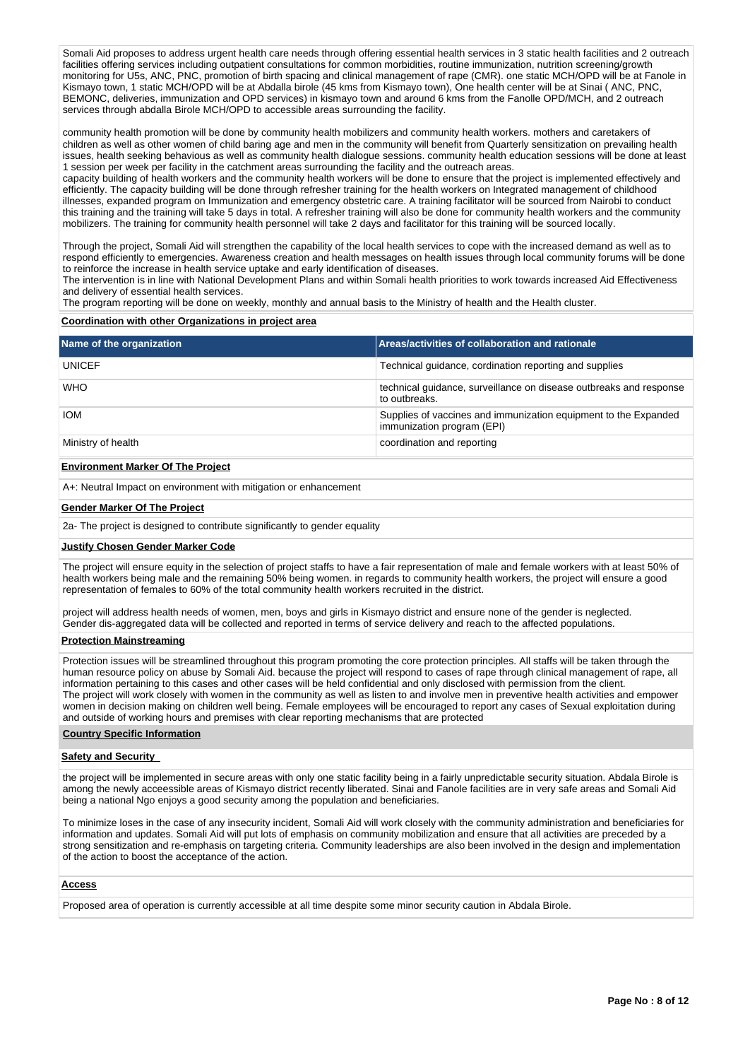Somali Aid proposes to address urgent health care needs through offering essential health services in 3 static health facilities and 2 outreach facilities offering services including outpatient consultations for common morbidities, routine immunization, nutrition screening/growth monitoring for U5s, ANC, PNC, promotion of birth spacing and clinical management of rape (CMR). one static MCH/OPD will be at Fanole in Kismayo town, 1 static MCH/OPD will be at Abdalla birole (45 kms from Kismayo town), One health center will be at Sinai ( ANC, PNC, BEMONC, deliveries, immunization and OPD services) in kismayo town and around 6 kms from the Fanolle OPD/MCH, and 2 outreach services through abdalla Birole MCH/OPD to accessible areas surrounding the facility.

community health promotion will be done by community health mobilizers and community health workers. mothers and caretakers of children as well as other women of child baring age and men in the community will benefit from Quarterly sensitization on prevailing health issues, health seeking behavious as well as community health dialogue sessions. community health education sessions will be done at least 1 session per week per facility in the catchment areas surrounding the facility and the outreach areas.
capacity building of health workers and the community health workers will be done to ensure that the project is implemented effectively and efficiently. The capacity building will be done through refresher training for the health workers on Integrated management of childhood illnesses, expanded program on Immunization and emergency obstetric care. A training facilitator will be sourced from Nairobi to conduct this training and the training will take 5 days in total. A refresher training will also be done for community health workers and the community mobilizers. The training for community health personnel will take 2 days and facilitator for this training will be sourced locally.

Through the project, Somali Aid will strengthen the capability of the local health services to cope with the increased demand as well as to respond efficiently to emergencies. Awareness creation and health messages on health issues through local community forums will be done to reinforce the increase in health service uptake and early identification of diseases.
The intervention is in line with National Development Plans and within Somali health priorities to work towards increased Aid Effectiveness and delivery of essential health services.
The program reporting will be done on weekly, monthly and annual basis to the Ministry of health and the Health cluster.

**Coordination with other Organizations in project area**

| Name of the organization | Areas/activities of collaboration and rationale |
|---|---|
| UNICEF | Technical guidance, cordination reporting and supplies |
| WHO | technical guidance, surveillance on disease outbreaks and response to outbreaks. |
| IOM | Supplies of vaccines and immunization equipment to the Expanded immunization program (EPI) |
| Ministry of health | coordination and reporting |

**Environment Marker Of The Project**

A+: Neutral Impact on environment with mitigation or enhancement

**Gender Marker Of The Project**

2a- The project is designed to contribute significantly to gender equality

**Justify Chosen Gender Marker Code**

The project will ensure equity in the selection of project staffs to have a fair representation of male and female workers with at least 50% of health workers being male and the remaining 50% being women. in regards to community health workers, the project will ensure a good representation of females to 60% of the total community health workers recruited in the district.

project will address health needs of women, men, boys and girls in Kismayo district and ensure none of the gender is neglected.
Gender dis-aggregated data will be collected and reported in terms of service delivery and reach to the affected populations.

**Protection Mainstreaming**

Protection issues will be streamlined throughout this program promoting the core protection principles. All staffs will be taken through the human resource policy on abuse by Somali Aid. because the project will respond to cases of rape through clinical management of rape, all information pertaining to this cases and other cases will be held confidential and only disclosed with permission from the client.
The project will work closely with women in the community as well as listen to and involve men in preventive health activities and empower women in decision making on children well being. Female employees will be encouraged to report any cases of Sexual exploitation during and outside of working hours and premises with clear reporting mechanisms that are protected

**Country Specific Information**

**Safety and Security**

the project will be implemented in secure areas with only one static facility being in a fairly unpredictable security situation. Abdala Birole is among the newly acceessible areas of Kismayo district recently liberated. Sinai and Fanole facilities are in very safe areas and Somali Aid being a national Ngo enjoys a good security among the population and beneficiaries.

To minimize loses in the case of any insecurity incident, Somali Aid will work closely with the community administration and beneficiaries for information and updates. Somali Aid will put lots of emphasis on community mobilization and ensure that all activities are preceded by a strong sensitization and re-emphasis on targeting criteria. Community leaderships are also been involved in the design and implementation of the action to boost the acceptance of the action.

**Access**

Proposed area of operation is currently accessible at all time despite some minor security caution in Abdala Birole.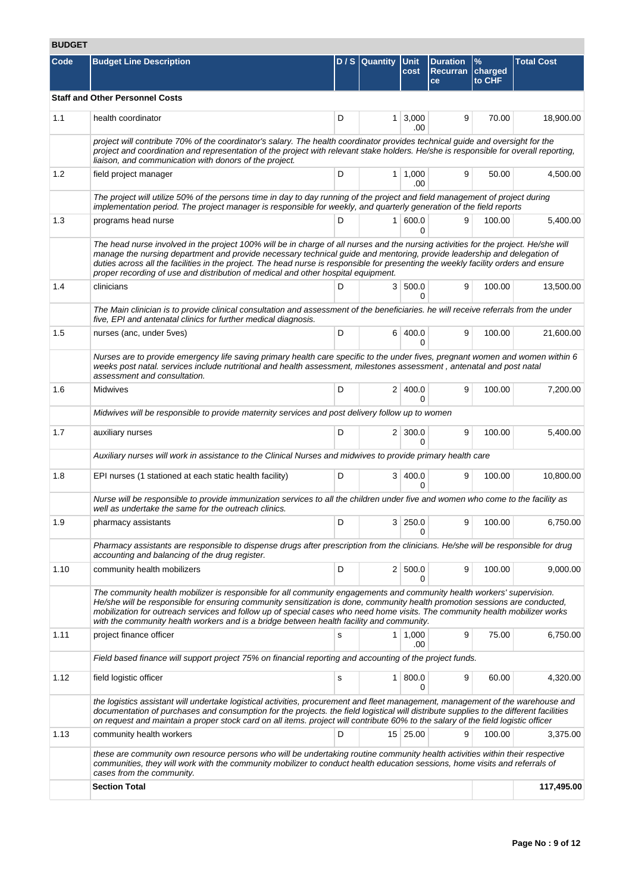## BUDGET

| Code | Budget Line Description | D / S | Quantity | Unit cost | Duration Recurrance | % charged to CHF | Total Cost |
|---|---|---|---|---|---|---|---|
| **Staff and Other Personnel Costs** | | | | | | | |
| 1.1 | health coordinator | D | 1 | 3,000.00 | 9 | 70.00 | 18,900.00 |
| | *project will contribute 70% of the coordinator's salary. The health coordinator provides technical guide and oversight for the project and coordination and representation of the project with relevant stake holders. He/she is responsible for overall reporting, liaison, and communication with donors of the project.* | | | | | | |
| 1.2 | field project manager | D | 1 | 1,000.00 | 9 | 50.00 | 4,500.00 |
| | *The project will utilize 50% of the persons time in day to day running of the project and field management of project during implementation period. The project manager is responsible for weekly, and quarterly generation of the field reports* | | | | | | |
| 1.3 | programs head nurse | D | 1 | 600.00 | 9 | 100.00 | 5,400.00 |
| | *The head nurse involved in the project 100% will be in charge of all nurses and the nursing activities for the project. He/she will manage the nursing department and provide necessary technical guide and mentoring, provide leadership and delegation of duties across all the facilities in the project. The head nurse is responsible for presenting the weekly facility orders and ensure proper recording of use and distribution of medical and other hospital equipment.* | | | | | | |
| 1.4 | clinicians | D | 3 | 500.00 | 9 | 100.00 | 13,500.00 |
| | *The Main clinician is to provide clinical consultation and assessment of the beneficiaries. he will receive referrals from the under five, EPI and antenatal clinics for further medical diagnosis.* | | | | | | |
| 1.5 | nurses (anc, under 5ves) | D | 6 | 400.00 | 9 | 100.00 | 21,600.00 |
| | *Nurses are to provide emergency life saving primary health care specific to the under fives, pregnant women and women within 6 weeks post natal. services include nutritional and health assessment, milestones assessment , antenatal and post natal assessment and consultation.* | | | | | | |
| 1.6 | Midwives | D | 2 | 400.00 | 9 | 100.00 | 7,200.00 |
| | *Midwives will be responsible to provide maternity services and post delivery follow up to women* | | | | | | |
| 1.7 | auxiliary nurses | D | 2 | 300.00 | 9 | 100.00 | 5,400.00 |
| | *Auxiliary nurses will work in assistance to the Clinical Nurses and midwives to provide primary health care* | | | | | | |
| 1.8 | EPI nurses (1 stationed at each static health facility) | D | 3 | 400.00 | 9 | 100.00 | 10,800.00 |
| | *Nurse will be responsible to provide immunization services to all the children under five and women who come to the facility as well as undertake the same for the outreach clinics.* | | | | | | |
| 1.9 | pharmacy assistants | D | 3 | 250.00 | 9 | 100.00 | 6,750.00 |
| | *Pharmacy assistants are responsible to dispense drugs after prescription from the clinicians. He/she will be responsible for drug accounting and balancing of the drug register.* | | | | | | |
| 1.10 | community health mobilizers | D | 2 | 500.00 | 9 | 100.00 | 9,000.00 |
| | *The community health mobilizer is responsible for all community engagements and community health workers' supervision. He/she will be responsible for ensuring community sensitization is done, community health promotion sessions are conducted, mobilization for outreach services and follow up of special cases who need home visits. The community health mobilizer works with the community health workers and is a bridge between health facility and community.* | | | | | | |
| 1.11 | project finance officer | s | 1 | 1,000.00 | 9 | 75.00 | 6,750.00 |
| | *Field based finance will support project 75% on financial reporting and accounting of the project funds.* | | | | | | |
| 1.12 | field logistic officer | s | 1 | 800.00 | 9 | 60.00 | 4,320.00 |
| | *the logistics assistant will undertake logistical activities, procurement and fleet management, management of the warehouse and documentation of purchases and consumption for the projects. the field logistical will distribute supplies to the different facilities on request and maintain a proper stock card on all items. project will contribute 60% to the salary of the field logistic officer* | | | | | | |
| 1.13 | community health workers | D | 15 | 25.00 | 9 | 100.00 | 3,375.00 |
| | *these are community own resource persons who will be undertaking routine community health activities within their respective communities, they will work with the community mobilizer to conduct health education sessions, home visits and referrals of cases from the community.* | | | | | | |
| | **Section Total** | | | | | | **117,495.00** |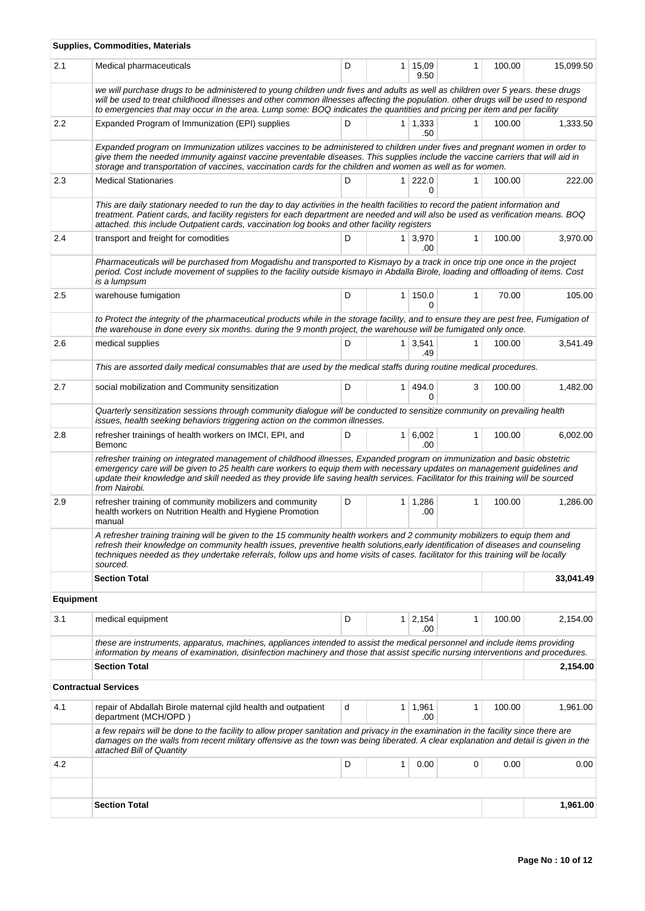| | **Supplies, Commodities, Materials** | | | | | | |
|---|---|---|---|---|---|---|---|
| 2.1 | Medical pharmaceuticals | D | 1 | 15,099.50 | 1 | 100.00 | 15,099.50 |
| | *we will purchase drugs to be administered to young children undr fives and adults as well as children over 5 years. these drugs will be used to treat childhood illnesses and other common illnesses affecting the population. other drugs will be used to respond to emergencies that may occur in the area. Lump some: BOQ indicates the quantities and pricing per item and per facility* | | | | | | |
| 2.2 | Expanded Program of Immunization (EPI) supplies | D | 1 | 1,333.50 | 1 | 100.00 | 1,333.50 |
| | *Expanded program on Immunization utilizes vaccines to be administered to children under fives and pregnant women in order to give them the needed immunity against vaccine preventable diseases. This supplies include the vaccine carriers that will aid in storage and transportation of vaccines, vaccination cards for the children and women as well as for women.* | | | | | | |
| 2.3 | Medical Stationaries | D | 1 | 222.00 | 1 | 100.00 | 222.00 |
| | *This are daily stationary needed to run the day to day activities in the health facilities to record the patient information and treatment. Patient cards, and facility registers for each department are needed and will also be used as verification means. BOQ attached. this include Outpatient cards, vaccination log books and other facility registers* | | | | | | |
| 2.4 | transport and freight for comodities | D | 1 | 3,970.00 | 1 | 100.00 | 3,970.00 |
| | *Pharmaceuticals will be purchased from Mogadishu and transported to Kismayo by a track in once trip one once in the project period. Cost include movement of supplies to the facility outside kismayo in Abdalla Birole, loading and offloading of items. Cost is a lumpsum* | | | | | | |
| 2.5 | warehouse fumigation | D | 1 | 150.00 | 1 | 70.00 | 105.00 |
| | *to Protect the integrity of the pharmaceutical products while in the storage facility, and to ensure they are pest free, Fumigation of the warehouse in done every six months. during the 9 month project, the warehouse will be fumigated only once.* | | | | | | |
| 2.6 | medical supplies | D | 1 | 3,541.49 | 1 | 100.00 | 3,541.49 |
| | *This are assorted daily medical consumables that are used by the medical staffs during routine medical procedures.* | | | | | | |
| 2.7 | social mobilization and Community sensitization | D | 1 | 494.00 | 3 | 100.00 | 1,482.00 |
| | *Quarterly sensitization sessions through community dialogue will be conducted to sensitize community on prevailing health issues, health seeking behaviors triggering action on the common illnesses.* | | | | | | |
| 2.8 | refresher trainings of health workers on IMCI, EPI, and Bemonc | D | 1 | 6,002.00 | 1 | 100.00 | 6,002.00 |
| | *refresher training on integrated management of childhood illnesses, Expanded program on immunization and basic obstetric emergency care will be given to 25 health care workers to equip them with necessary updates on management guidelines and update their knowledge and skill needed as they provide life saving health services. Facilitator for this training will be sourced from Nairobi.* | | | | | | |
| 2.9 | refresher training of community mobilizers and community health workers on Nutrition Health and Hygiene Promotion manual | D | 1 | 1,286.00 | 1 | 100.00 | 1,286.00 |
| | *A refresher training training will be given to the 15 community health workers and 2 community mobilizers to equip them and refresh their knowledge on community health issues, preventive health solutions,early identification of diseases and counseling techniques needed as they undertake referrals, follow ups and home visits of cases. facilitator for this training will be locally sourced.* | | | | | | |
| | **Section Total** | | | | | | **33,041.49** |
| **Equipment** | | | | | | | |
| 3.1 | medical equipment | D | 1 | 2,154.00 | 1 | 100.00 | 2,154.00 |
| | *these are instruments, apparatus, machines, appliances intended to assist the medical personnel and include items providing information by means of examination, disinfection machinery and those that assist specific nursing interventions and procedures.* | | | | | | |
| | **Section Total** | | | | | | **2,154.00** |
| | **Contractual Services** | | | | | | |
| 4.1 | repair of Abdallah Birole maternal cjild health and outpatient department (MCH/OPD ) | d | 1 | 1,961.00 | 1 | 100.00 | 1,961.00 |
| | *a few repairs will be done to the facility to allow proper sanitation and privacy in the examination in the facility since there are damages on the walls from recent military offensive as the town was being liberated. A clear explanation and detail is given in the attached Bill of Quantity* | | | | | | |
| 4.2 | | D | 1 | 0.00 | 0 | 0.00 | 0.00 |
| | | | | | | | |
| | **Section Total** | | | | | | **1,961.00** |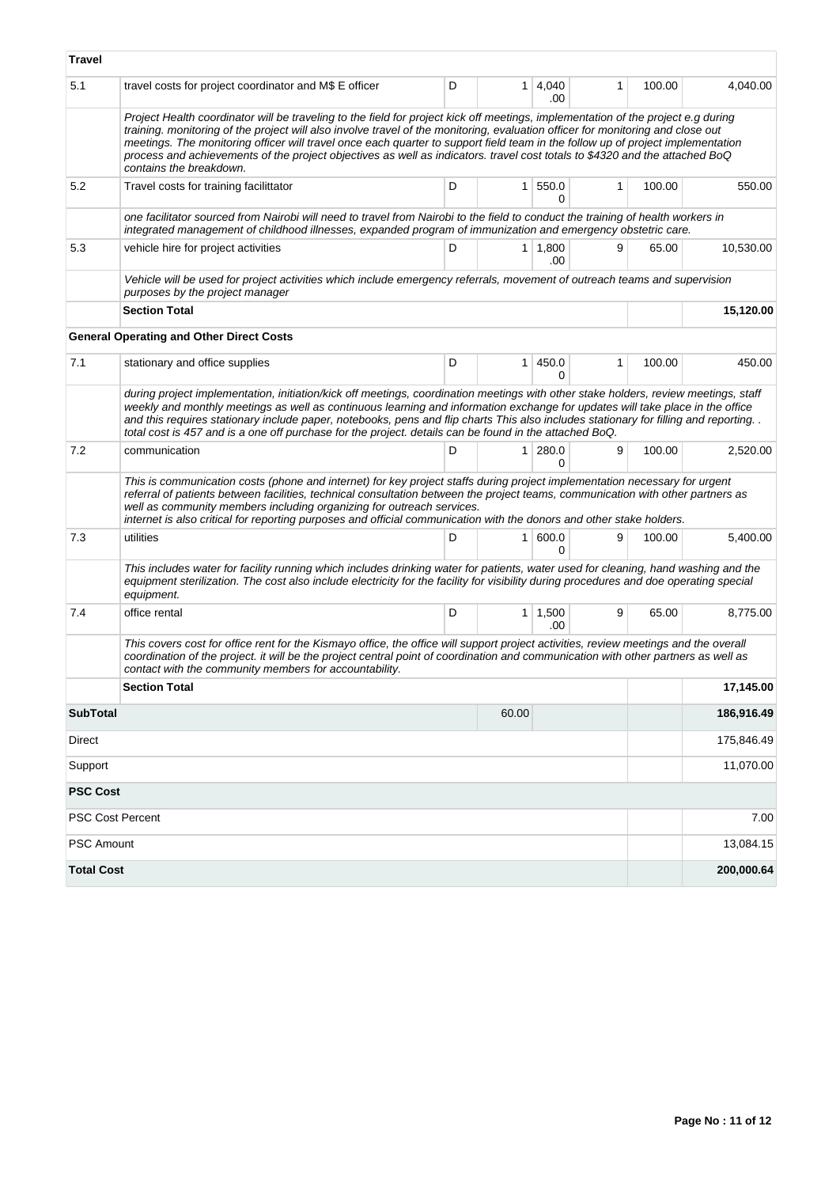| Travel | | | | | | | |
|---|---|---|---|---|---|---|---|
| 5.1 | travel costs for project coordinator and M$ E officer | D | 1 | 4,040.00 | 1 | 100.00 | 4,040.00 |
| | *Project Health coordinator will be traveling to the field for project kick off meetings, implementation of the project e.g during training. monitoring of the project will also involve travel of the monitoring, evaluation officer for monitoring and close out meetings. The monitoring officer will travel once each quarter to support field team in the follow up of project implementation process and achievements of the project objectives as well as indicators. travel cost totals to $4320 and the attached BoQ contains the breakdown.* | | | | | | |
| 5.2 | Travel costs for training facilittator | D | 1 | 550.00 | 1 | 100.00 | 550.00 |
| | *one facilitator sourced from Nairobi will need to travel from Nairobi to the field to conduct the training of health workers in integrated management of childhood illnesses, expanded program of immunization and emergency obstetric care.* | | | | | | |
| 5.3 | vehicle hire for project activities | D | 1 | 1,800.00 | 9 | 65.00 | 10,530.00 |
| | *Vehicle will be used for project activities which include emergency referrals, movement of outreach teams and supervision purposes by the project manager* | | | | | | |
| | **Section Total** | | | | | | **15,120.00** |
| | **General Operating and Other Direct Costs** | | | | | | |
| 7.1 | stationary and office supplies | D | 1 | 450.00 | 1 | 100.00 | 450.00 |
| | *during project implementation, initiation/kick off meetings, coordination meetings with other stake holders, review meetings, staff weekly and monthly meetings as well as continuous learning and information exchange for updates will take place in the office and this requires stationary include paper, notebooks, pens and flip charts This also includes stationary for filling and reporting. . total cost is 457 and is a one off purchase for the project. details can be found in the attached BoQ.* | | | | | | |
| 7.2 | communication | D | 1 | 280.00 | 9 | 100.00 | 2,520.00 |
| | *This is communication costs (phone and internet) for key project staffs during project implementation necessary for urgent referral of patients between facilities, technical consultation between the project teams, communication with other partners as well as community members including organizing for outreach services. internet is also critical for reporting purposes and official communication with the donors and other stake holders.* | | | | | | |
| 7.3 | utilities | D | 1 | 600.00 | 9 | 100.00 | 5,400.00 |
| | *This includes water for facility running which includes drinking water for patients, water used for cleaning, hand washing and the equipment sterilization. The cost also include electricity for the facility for visibility during procedures and doe operating special equipment.* | | | | | | |
| 7.4 | office rental | D | 1 | 1,500.00 | 9 | 65.00 | 8,775.00 |
| | *This covers cost for office rent for the Kismayo office, the office will support project activities, review meetings and the overall coordination of the project. it will be the project central point of coordination and communication with other partners as well as contact with the community members for accountability.* | | | | | | |
| | **Section Total** | | | | | | **17,145.00** |
| **SubTotal** | | | 60.00 | | | | **186,916.49** |
| Direct | | | | | | | 175,846.49 |
| Support | | | | | | | 11,070.00 |
| **PSC Cost** | | | | | | | |
| PSC Cost Percent | | | | | | | 7.00 |
| PSC Amount | | | | | | | 13,084.15 |
| **Total Cost** | | | | | | | **200,000.64** |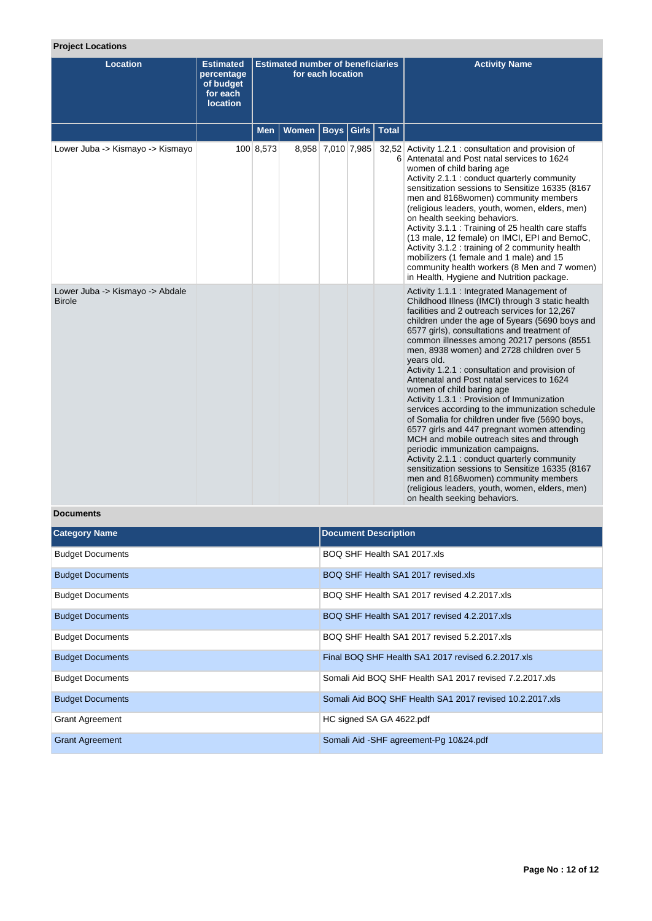**Project Locations**

| Location | Estimated percentage of budget for each location | Estimated number of beneficiaries for each location | | | | | Activity Name |
|---|---|---|---|---|---|---|---|
| | | Men | Women | Boys | Girls | Total | |
| Lower Juba -> Kismayo -> Kismayo | 100 | 8,573 | 8,958 | 7,010 | 7,985 | 32,526 | Activity 1.2.1 : consultation and provision of Antenatal and Post natal services to 1624 women of child baring age<br>Activity 2.1.1 : conduct quarterly community sensitization sessions to Sensitize 16335 (8167 men and 8168women) community members (religious leaders, youth, women, elders, men) on health seeking behaviors.<br>Activity 3.1.1 : Training of 25 health care staffs (13 male, 12 female) on IMCI, EPI and BemoC,<br>Activity 3.1.2 : training of 2 community health mobilizers (1 female and 1 male) and 15 community health workers (8 Men and 7 women) in Health, Hygiene and Nutrition package. |
| Lower Juba -> Kismayo -> Abdale Birole | | | | | | | Activity 1.1.1 : Integrated Management of Childhood Illness (IMCI) through 3 static health facilities and 2 outreach services for 12,267 children under the age of 5years (5690 boys and 6577 girls), consultations and treatment of common illnesses among 20217 persons (8551 men, 8938 women) and 2728 children over 5 years old.<br>Activity 1.2.1 : consultation and provision of Antenatal and Post natal services to 1624 women of child baring age<br>Activity 1.3.1 : Provision of Immunization services according to the immunization schedule of Somalia for children under five (5690 boys, 6577 girls and 447 pregnant women attending MCH and mobile outreach sites and through periodic immunization campaigns.<br>Activity 2.1.1 : conduct quarterly community sensitization sessions to Sensitize 16335 (8167 men and 8168women) community members (religious leaders, youth, women, elders, men) on health seeking behaviors. |

**Documents**

| Category Name | Document Description |
|---|---|
| Budget Documents | BOQ SHF Health SA1 2017.xls |
| Budget Documents | BOQ SHF Health SA1 2017 revised.xls |
| Budget Documents | BOQ SHF Health SA1 2017 revised 4.2.2017.xls |
| Budget Documents | BOQ SHF Health SA1 2017 revised 4.2.2017.xls |
| Budget Documents | BOQ SHF Health SA1 2017 revised 5.2.2017.xls |
| Budget Documents | Final BOQ SHF Health SA1 2017 revised 6.2.2017.xls |
| Budget Documents | Somali Aid BOQ SHF Health SA1 2017 revised 7.2.2017.xls |
| Budget Documents | Somali Aid BOQ SHF Health SA1 2017 revised 10.2.2017.xls |
| Grant Agreement | HC signed SA GA 4622.pdf |
| Grant Agreement | Somali Aid -SHF agreement-Pg 10&24.pdf |